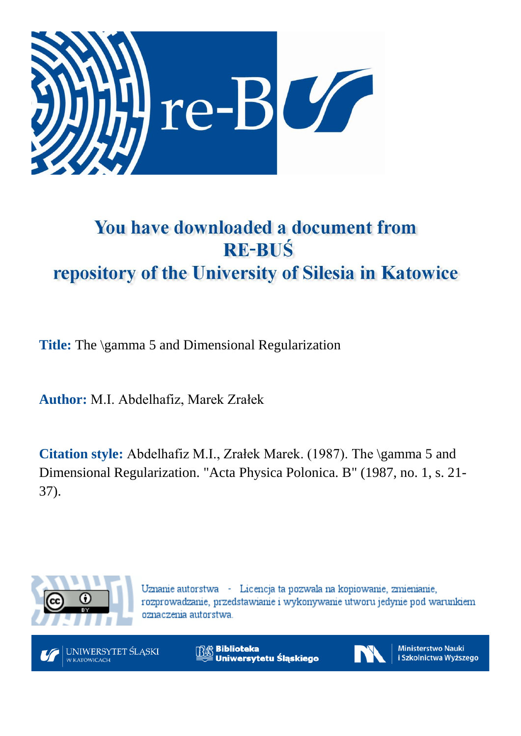# You have downloaded a document from RE-BUŚ repository of the University of Silesia in Katowice

**Title:** The \gamma 5 and Dimensional Regularization

**Author:** M.I. Abdelhafiz, Marek Zrałek

**Citation style:** Abdelhafiz M.I., Zrałek Marek. (1987). The \gamma 5 and Dimensional Regularization. "Acta Physica Polonica. B" (1987, no. 1, s. 21-37).

Uznanie autorstwa - Licencja ta pozwala na kopiowanie, zmienianie, rozprowadzanie, przedstawianie i wykonywanie utworu jedynie pod warunkiem oznaczenia autorstwa.

UNIWERSYTET ŚLĄSKI W KATOWICACH

Biblioteka Uniwersytetu Śląskiego

Ministerstwo Nauki i Szkolnictwa Wyższego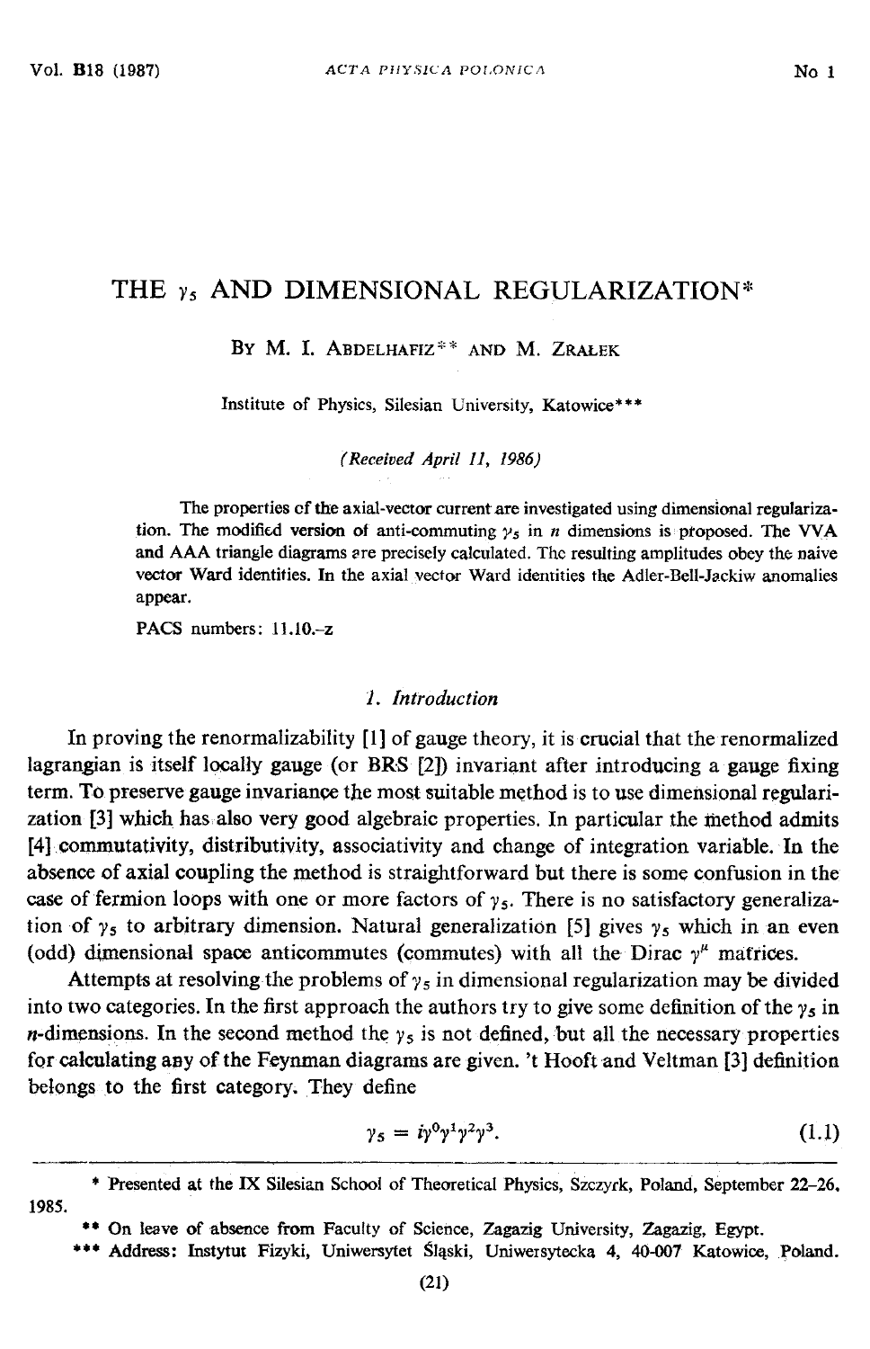# THE $\gamma_5$ AND DIMENSIONAL REGULARIZATION*

By M. I. Abdelhafiz** and M. Zrałek

Institute of Physics, Silesian University, Katowice***

*(Received April 11, 1986)*

The properties of the axial-vector current are investigated using dimensional regularization. The modified version of anti-commuting $\gamma_5$ in $n$ dimensions is proposed. The VVA and AAA triangle diagrams are precisely calculated. The resulting amplitudes obey the naive vector Ward identities. In the axial vector Ward identities the Adler-Bell-Jackiw anomalies appear.

PACS numbers: 11.10.–z

## 1. Introduction

In proving the renormalizability [1] of gauge theory, it is crucial that the renormalized lagrangian is itself locally gauge (or BRS [2]) invariant after introducing a gauge fixing term. To preserve gauge invariance the most suitable method is to use dimensional regularization [3] which has also very good algebraic properties. In particular the method admits [4] commutativity, distributivity, associativity and change of integration variable. In the absence of axial coupling the method is straightforward but there is some confusion in the case of fermion loops with one or more factors of $\gamma_5$. There is no satisfactory generalization of $\gamma_5$ to arbitrary dimension. Natural generalization [5] gives $\gamma_5$ which in an even (odd) dimensional space anticommutes (commutes) with all the Dirac $\gamma^\mu$ matrices.

Attempts at resolving the problems of $\gamma_5$ in dimensional regularization may be divided into two categories. In the first approach the authors try to give some definition of the $\gamma_5$ in $n$-dimensions. In the second method the $\gamma_5$ is not defined, but all the necessary properties for calculating any of the Feynman diagrams are given. 't Hooft and Veltman [3] definition belongs to the first category. They define

$$\gamma_5 = i\gamma^0\gamma^1\gamma^2\gamma^3. \tag{1.1}$$

---

* Presented at the IX Silesian School of Theoretical Physics, Szczyrk, Poland, September 22–26, 1985.

** On leave of absence from Faculty of Science, Zagazig University, Zagazig, Egypt.

*** Address: Instytut Fizyki, Uniwersytet Śląski, Uniwersytecka 4, 40-007 Katowice, Poland.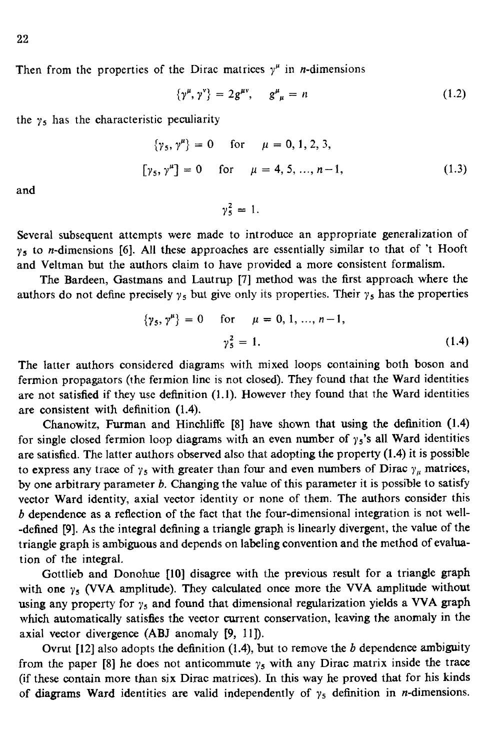Then from the properties of the Dirac matrices $\gamma^\mu$ in $n$-dimensions

$$\{\gamma^\mu, \gamma^\nu\} = 2g^{\mu\nu}, \quad g^\mu{}_\mu = n \tag{1.2}$$

the $\gamma_5$ has the characteristic peculiarity

$$\{\gamma_5, \gamma^\mu\} = 0 \quad \text{for} \quad \mu = 0, 1, 2, 3,$$

$$[\gamma_5, \gamma^\mu] = 0 \quad \text{for} \quad \mu = 4, 5, \ldots, n-1, \tag{1.3}$$

and

$$\gamma_5^2 = 1.$$

Several subsequent attempts were made to introduce an appropriate generalization of $\gamma_5$ to $n$-dimensions [6]. All these approaches are essentially similar to that of 't Hooft and Veltman but the authors claim to have provided a more consistent formalism.

The Bardeen, Gastmans and Lautrup [7] method was the first approach where the authors do not define precisely $\gamma_5$ but give only its properties. Their $\gamma_5$ has the properties

$$\{\gamma_5, \gamma^\mu\} = 0 \quad \text{for} \quad \mu = 0, 1, \ldots, n-1,$$

$$\gamma_5^2 = 1. \tag{1.4}$$

The latter authors considered diagrams with mixed loops containing both boson and fermion propagators (the fermion line is not closed). They found that the Ward identities are not satisfied if they use definition (1.1). However they found that the Ward identities are consistent with definition (1.4).

Chanowitz, Furman and Hinchliffe [8] have shown that using the definition (1.4) for single closed fermion loop diagrams with an even number of $\gamma_5$'s all Ward identities are satisfied. The latter authors observed also that adopting the property (1.4) it is possible to express any trace of $\gamma_5$ with greater than four and even numbers of Dirac $\gamma_\mu$ matrices, by one arbitrary parameter $b$. Changing the value of this parameter it is possible to satisfy vector Ward identity, axial vector identity or none of them. The authors consider this $b$ dependence as a reflection of the fact that the four-dimensional integration is not well--defined [9]. As the integral defining a triangle graph is linearly divergent, the value of the triangle graph is ambiguous and depends on labeling convention and the method of evaluation of the integral.

Gottlieb and Donohue [10] disagree with the previous result for a triangle graph with one $\gamma_5$ (VVA amplitude). They calculated once more the VVA amplitude without using any property for $\gamma_5$ and found that dimensional regularization yields a VVA graph which automatically satisfies the vector current conservation, leaving the anomaly in the axial vector divergence (ABJ anomaly [9, 11]).

Ovrut [12] also adopts the definition (1.4), but to remove the $b$ dependence ambiguity from the paper [8] he does not anticommute $\gamma_5$ with any Dirac matrix inside the trace (if these contain more than six Dirac matrices). In this way he proved that for his kinds of diagrams Ward identities are valid independently of $\gamma_5$ definition in $n$-dimensions.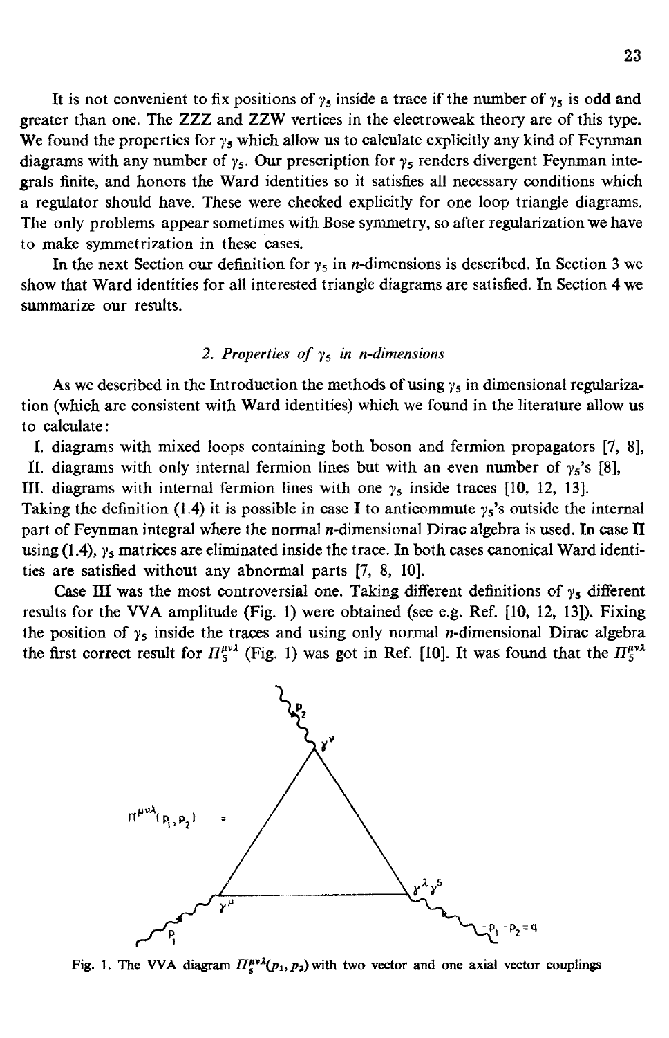It is not convenient to fix positions of $\gamma_5$ inside a trace if the number of $\gamma_5$ is odd and greater than one. The ZZZ and ZZW vertices in the electroweak theory are of this type. We found the properties for $\gamma_5$ which allow us to calculate explicitly any kind of Feynman diagrams with any number of $\gamma_5$. Our prescription for $\gamma_5$ renders divergent Feynman integrals finite, and honors the Ward identities so it satisfies all necessary conditions which a regulator should have. These were checked explicitly for one loop triangle diagrams. The only problems appear sometimes with Bose symmetry, so after regularization we have to make symmetrization in these cases.

In the next Section our definition for $\gamma_5$ in $n$-dimensions is described. In Section 3 we show that Ward identities for all interested triangle diagrams are satisfied. In Section 4 we summarize our results.

## 2. *Properties of $\gamma_5$ in n-dimensions*

As we described in the Introduction the methods of using $\gamma_5$ in dimensional regularization (which are consistent with Ward identities) which we found in the literature allow us to calculate:

I. diagrams with mixed loops containing both boson and fermion propagators [7, 8],
II. diagrams with only internal fermion lines but with an even number of $\gamma_5$'s [8],
III. diagrams with internal fermion lines with one $\gamma_5$ inside traces [10, 12, 13].

Taking the definition (1.4) it is possible in case I to anticommute $\gamma_5$'s outside the internal part of Feynman integral where the normal $n$-dimensional Dirac algebra is used. In case II using (1.4), $\gamma_5$ matrices are eliminated inside the trace. In both cases canonical Ward identities are satisfied without any abnormal parts [7, 8, 10].

Case III was the most controversial one. Taking different definitions of $\gamma_5$ different results for the VVA amplitude (Fig. 1) were obtained (see e.g. Ref. [10, 12, 13]). Fixing the position of $\gamma_5$ inside the traces and using only normal $n$-dimensional Dirac algebra the first correct result for $\Pi_5^{\mu\nu\lambda}$ (Fig. 1) was got in Ref. [10]. It was found that the $\Pi_5^{\mu\nu\lambda}$

Fig. 1. The VVA diagram $\Pi_5^{\mu\nu\lambda}(p_1, p_2)$ with two vector and one axial vector couplings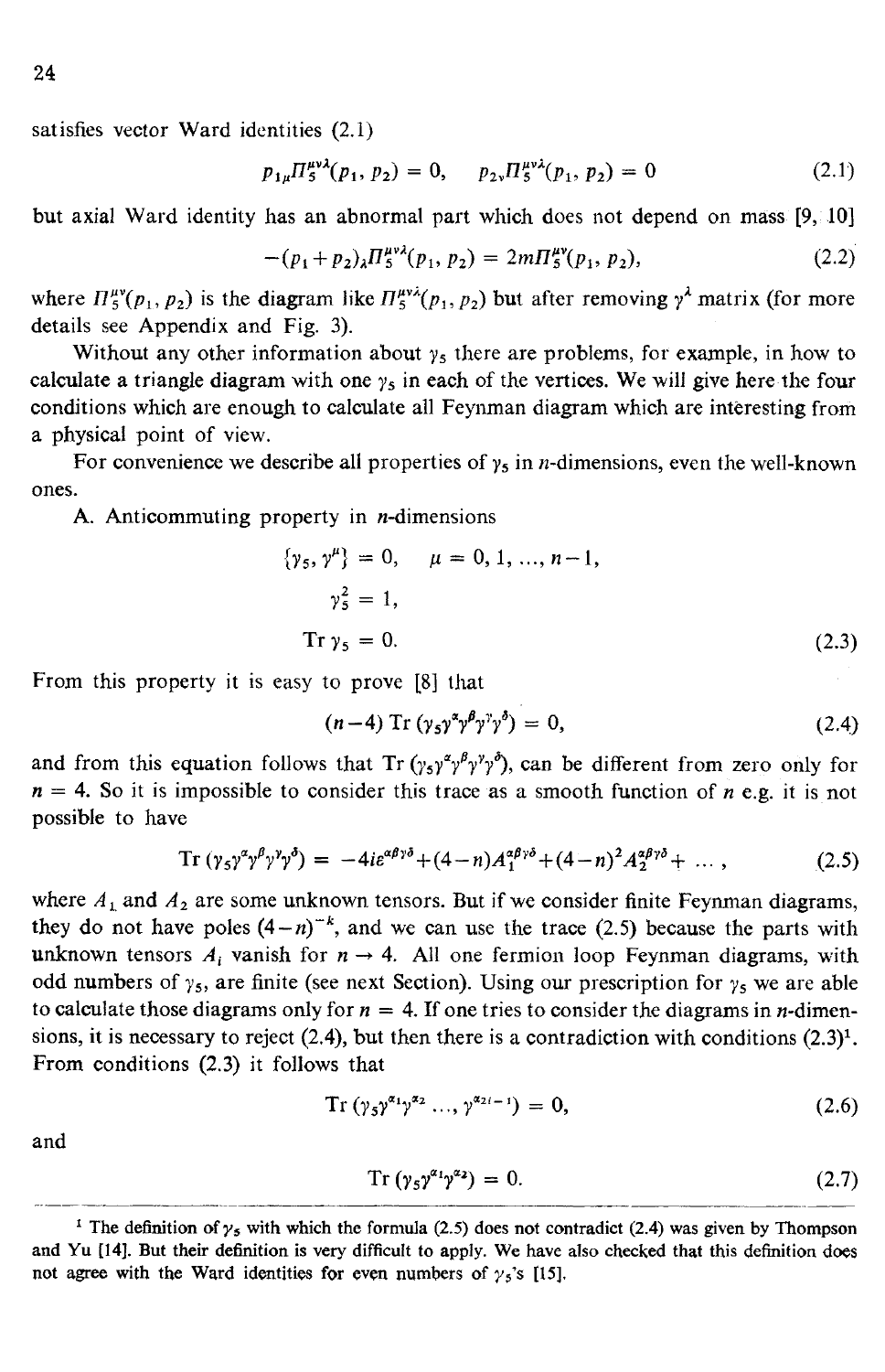satisfies vector Ward identities (2.1)

$$p_{1\mu}\Pi_5^{\mu\nu\lambda}(p_1, p_2) = 0, \quad p_{2\nu}\Pi_5^{\mu\nu\lambda}(p_1, p_2) = 0 \tag{2.1}$$

but axial Ward identity has an abnormal part which does not depend on mass [9, 10]

$$-(p_1+p_2)_\lambda \Pi_5^{\mu\nu\lambda}(p_1, p_2) = 2m\Pi_5^{\mu\nu}(p_1, p_2), \tag{2.2}$$

where $\Pi_5^{\mu\nu}(p_1, p_2)$ is the diagram like $\Pi_5^{\mu\nu\lambda}(p_1, p_2)$ but after removing $\gamma^\lambda$ matrix (for more details see Appendix and Fig. 3).

Without any other information about $\gamma_5$ there are problems, for example, in how to calculate a triangle diagram with one $\gamma_5$ in each of the vertices. We will give here the four conditions which are enough to calculate all Feynman diagram which are interesting from a physical point of view.

For convenience we describe all properties of $\gamma_5$ in $n$-dimensions, even the well-known ones.

A. Anticommuting property in $n$-dimensions

$$\begin{aligned} \{\gamma_5, \gamma^\mu\} &= 0, \quad \mu = 0, 1, \ldots, n-1, \\ \gamma_5^2 &= 1, \\ \operatorname{Tr} \gamma_5 &= 0. \end{aligned} \tag{2.3}$$

From this property it is easy to prove [8] that

$$(n-4) \operatorname{Tr}(\gamma_5\gamma^\alpha\gamma^\beta\gamma^\gamma\gamma^\delta) = 0, \tag{2.4}$$

and from this equation follows that $\operatorname{Tr}(\gamma_5\gamma^\alpha\gamma^\beta\gamma^\gamma\gamma^\delta)$, can be different from zero only for $n = 4$. So it is impossible to consider this trace as a smooth function of $n$ e.g. it is not possible to have

$$\operatorname{Tr}(\gamma_5\gamma^\alpha\gamma^\beta\gamma^\gamma\gamma^\delta) = -4i\varepsilon^{\alpha\beta\gamma\delta} + (4-n)A_1^{\alpha\beta\gamma\delta} + (4-n)^2 A_2^{\alpha\beta\gamma\delta} + \ldots, \tag{2.5}$$

where $A_1$ and $A_2$ are some unknown tensors. But if we consider finite Feynman diagrams, they do not have poles $(4-n)^{-k}$, and we can use the trace (2.5) because the parts with unknown tensors $A_i$ vanish for $n \to 4$. All one fermion loop Feynman diagrams, with odd numbers of $\gamma_5$, are finite (see next Section). Using our prescription for $\gamma_5$ we are able to calculate those diagrams only for $n = 4$. If one tries to consider the diagrams in $n$-dimensions, it is necessary to reject (2.4), but then there is a contradiction with conditions (2.3)[1]. From conditions (2.3) it follows that

$$\operatorname{Tr}(\gamma_5\gamma^{\alpha_1}\gamma^{\alpha_2} \ldots, \gamma^{\alpha_{2i-1}}) = 0, \tag{2.6}$$

and

$$\operatorname{Tr}(\gamma_5\gamma^{\alpha_1}\gamma^{\alpha_2}) = 0. \tag{2.7}$$

---

[1] The definition of $\gamma_5$ with which the formula (2.5) does not contradict (2.4) was given by Thompson and Yu [14]. But their definition is very difficult to apply. We have also checked that this definition does not agree with the Ward identities for even numbers of $\gamma_5$'s [15].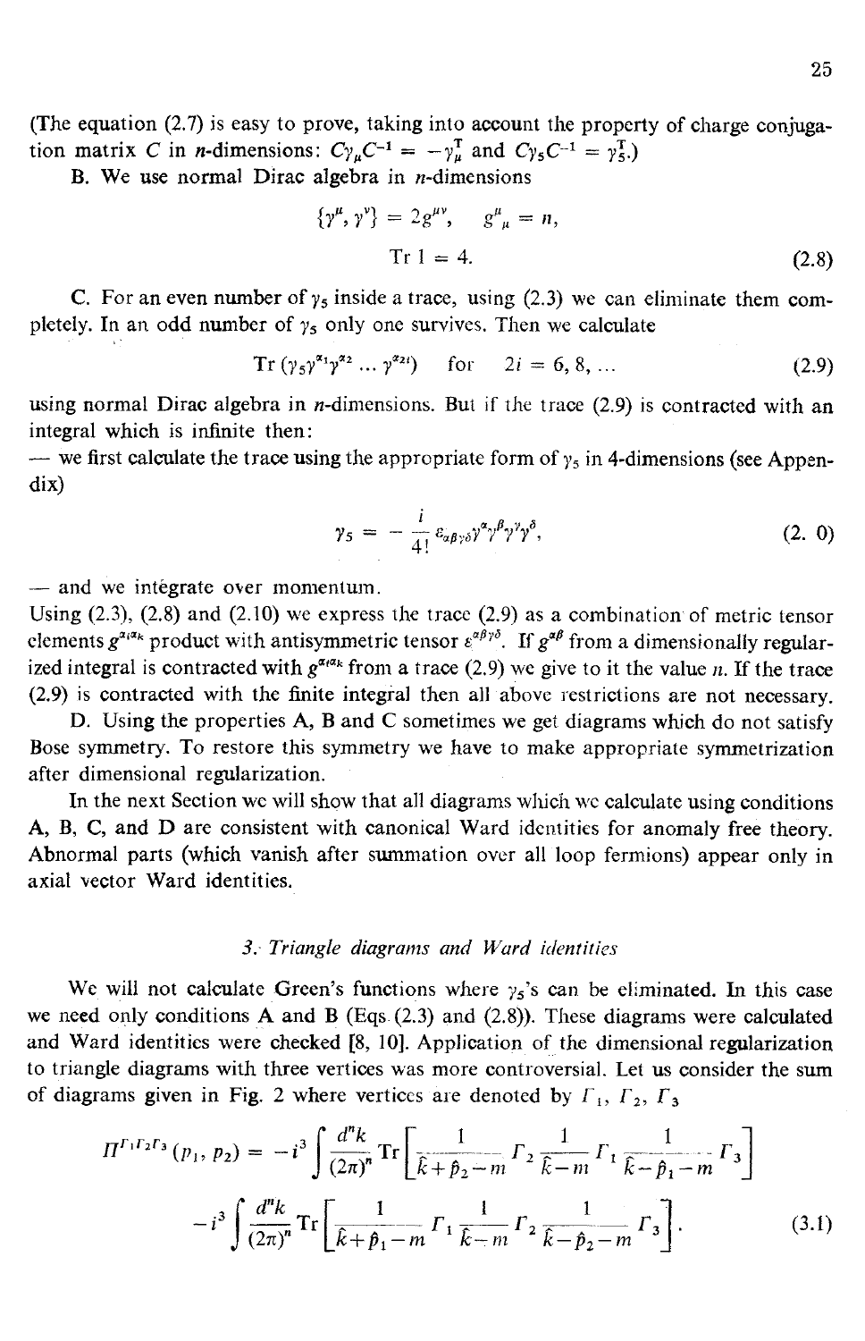(The equation (2.7) is easy to prove, taking into account the property of charge conjugation matrix $C$ in $n$-dimensions: $C\gamma_\mu C^{-1} = -\gamma_\mu^T$ and $C\gamma_5 C^{-1} = \gamma_5^T$.)

B. We use normal Dirac algebra in $n$-dimensions

$$\{\gamma^\mu, \gamma^\nu\} = 2g^{\mu\nu}, \quad g^\mu{}_\mu = n,$$
$$\mathrm{Tr}\, 1 = 4. \tag{2.8}$$

C. For an even number of $\gamma_5$ inside a trace, using (2.3) we can eliminate them completely. In an odd number of $\gamma_5$ only one survives. Then we calculate

$$\mathrm{Tr}\,(\gamma_5 \gamma^{\alpha_1} \gamma^{\alpha_2} \dots \gamma^{\alpha_{2i}}) \quad \text{for} \quad 2i = 6, 8, \dots \tag{2.9}$$

using normal Dirac algebra in $n$-dimensions. But if the trace (2.9) is contracted with an integral which is infinite then:

— we first calculate the trace using the appropriate form of $\gamma_5$ in 4-dimensions (see Appendix)

$$\gamma_5 = -\frac{i}{4!}\varepsilon_{\alpha\beta\gamma\delta}\gamma^\alpha\gamma^\beta\gamma^\gamma\gamma^\delta, \tag{2.10}$$

— and we integrate over momentum.

Using (2.3), (2.8) and (2.10) we express the trace (2.9) as a combination of metric tensor elements $g^{\alpha_i\alpha_k}$ product with antisymmetric tensor $\varepsilon^{\alpha\beta\gamma\delta}$. If $g^{\alpha\beta}$ from a dimensionally regularized integral is contracted with $g^{\alpha_i\alpha_k}$ from a trace (2.9) we give to it the value $n$. If the trace (2.9) is contracted with the finite integral then all above restrictions are not necessary.

D. Using the properties A, B and C sometimes we get diagrams which do not satisfy Bose symmetry. To restore this symmetry we have to make appropriate symmetrization after dimensional regularization.

In the next Section we will show that all diagrams which we calculate using conditions A, B, C, and D are consistent with canonical Ward identities for anomaly free theory. Abnormal parts (which vanish after summation over all loop fermions) appear only in axial vector Ward identities.

### 3. *Triangle diagrams and Ward identities*

We will not calculate Green's functions where $\gamma_5$'s can be eliminated. In this case we need only conditions A and B (Eqs. (2.3) and (2.8)). These diagrams were calculated and Ward identities were checked [8, 10]. Application of the dimensional regularization to triangle diagrams with three vertices was more controversial. Let us consider the sum of diagrams given in Fig. 2 where vertices are denoted by $\Gamma_1$, $\Gamma_2$, $\Gamma_3$

$$\Pi^{\Gamma_1\Gamma_2\Gamma_3}(p_1, p_2) = -i^3 \int \frac{d^n k}{(2\pi)^n} \mathrm{Tr}\left[\frac{1}{\not{k}+\not{p}_2-m}\Gamma_2 \frac{1}{\not{k}-m}\Gamma_1 \frac{1}{\not{k}-\not{p}_1-m}\Gamma_3\right]$$
$$-i^3 \int \frac{d^n k}{(2\pi)^n} \mathrm{Tr}\left[\frac{1}{\not{k}+\not{p}_1-m}\Gamma_1 \frac{1}{\not{k}-m}\Gamma_2 \frac{1}{\not{k}-\not{p}_2-m}\Gamma_3\right]. \tag{3.1}$$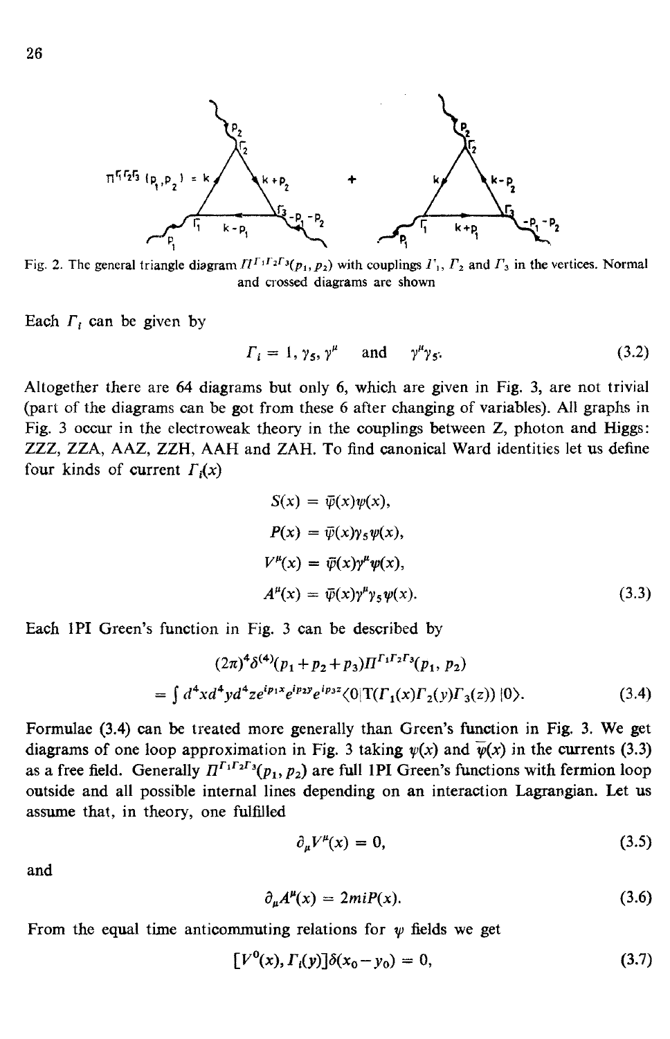Fig. 2. The general triangle diagram $\Pi^{\Gamma_1\Gamma_2\Gamma_3}(p_1, p_2)$ with couplings $\Gamma_1$, $\Gamma_2$ and $\Gamma_3$ in the vertices. Normal and crossed diagrams are shown

Each $\Gamma_i$ can be given by

$$\Gamma_i = 1, \gamma_5, \gamma^\mu \quad \text{and} \quad \gamma^\mu\gamma_5. \tag{3.2}$$

Altogether there are 64 diagrams but only 6, which are given in Fig. 3, are not trivial (part of the diagrams can be got from these 6 after changing of variables). All graphs in Fig. 3 occur in the electroweak theory in the couplings between Z, photon and Higgs: ZZZ, ZZA, AAZ, ZZH, AAH and ZAH. To find canonical Ward identities let us define four kinds of current $\Gamma_i(x)$

$$\begin{aligned}
S(x) &= \bar{\psi}(x)\psi(x), \\
P(x) &= \bar{\psi}(x)\gamma_5\psi(x), \\
V^\mu(x) &= \bar{\psi}(x)\gamma^\mu\psi(x), \\
A^\mu(x) &= \bar{\psi}(x)\gamma^\mu\gamma_5\psi(x).
\end{aligned} \tag{3.3}$$

Each 1PI Green's function in Fig. 3 can be described by

$$(2\pi)^4\delta^{(4)}(p_1+p_2+p_3)\Pi^{\Gamma_1\Gamma_2\Gamma_3}(p_1, p_2)$$
$$= \int d^4x d^4y d^4z e^{ip_1x}e^{ip_2y}e^{ip_3z}\langle 0|\mathrm{T}(\Gamma_1(x)\Gamma_2(y)\Gamma_3(z))|0\rangle. \tag{3.4}$$

Formulae (3.4) can be treated more generally than Green's function in Fig. 3. We get diagrams of one loop approximation in Fig. 3 taking $\psi(x)$ and $\bar{\psi}(x)$ in the currents (3.3) as a free field. Generally $\Pi^{\Gamma_1\Gamma_2\Gamma_3}(p_1, p_2)$ are full 1PI Green's functions with fermion loop outside and all possible internal lines depending on an interaction Lagrangian. Let us assume that, in theory, one fulfilled

$$\partial_\mu V^\mu(x) = 0, \tag{3.5}$$

and

$$\partial_\mu A^\mu(x) = 2miP(x). \tag{3.6}$$

From the equal time anticommuting relations for $\psi$ fields we get

$$[V^0(x), \Gamma_i(y)]\delta(x_0-y_0) = 0, \tag{3.7}$$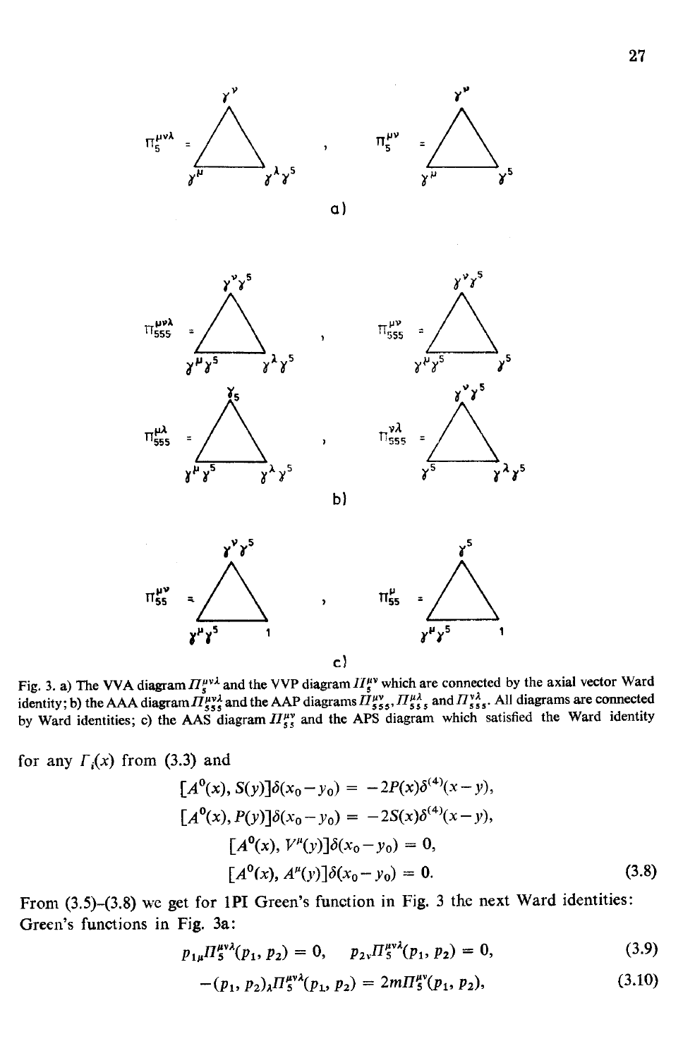Fig. 3. a) The VVA diagram $\Pi_5^{\mu\nu\lambda}$ and the VVP diagram $\Pi_5^{\mu\nu}$ which are connected by the axial vector Ward identity; b) the AAA diagram $\Pi_{555}^{\mu\nu\lambda}$ and the AAP diagrams $\Pi_{555}^{\mu\nu}$, $\Pi_{555}^{\mu\lambda}$ and $\Pi_{555}^{\nu\lambda}$. All diagrams are connected by Ward identities; c) the AAS diagram $\Pi_{55}^{\mu\nu}$ and the APS diagram which satisfied the Ward identity

for any $\Gamma_i(x)$ from (3.3) and

$$
\begin{aligned}
[A^0(x), S(y)]\delta(x_0-y_0) &= -2P(x)\delta^{(4)}(x-y),\\
[A^0(x), P(y)]\delta(x_0-y_0) &= -2S(x)\delta^{(4)}(x-y),\\
[A^0(x), V^\mu(y)]\delta(x_0-y_0) &= 0,\\
[A^0(x), A^\mu(y)]\delta(x_0-y_0) &= 0.
\end{aligned}
\tag{3.8}
$$

From (3.5)–(3.8) we get for 1PI Green's function in Fig. 3 the next Ward identities:
Green's functions in Fig. 3a:

$$
p_{1\mu}\Pi_5^{\mu\nu\lambda}(p_1, p_2) = 0, \qquad p_{2\nu}\Pi_5^{\mu\nu\lambda}(p_1, p_2) = 0, \tag{3.9}
$$

$$
-(p_1, p_2)_\lambda \Pi_5^{\mu\nu\lambda}(p_1, p_2) = 2m\Pi_5^{\mu\nu}(p_1, p_2), \tag{3.10}
$$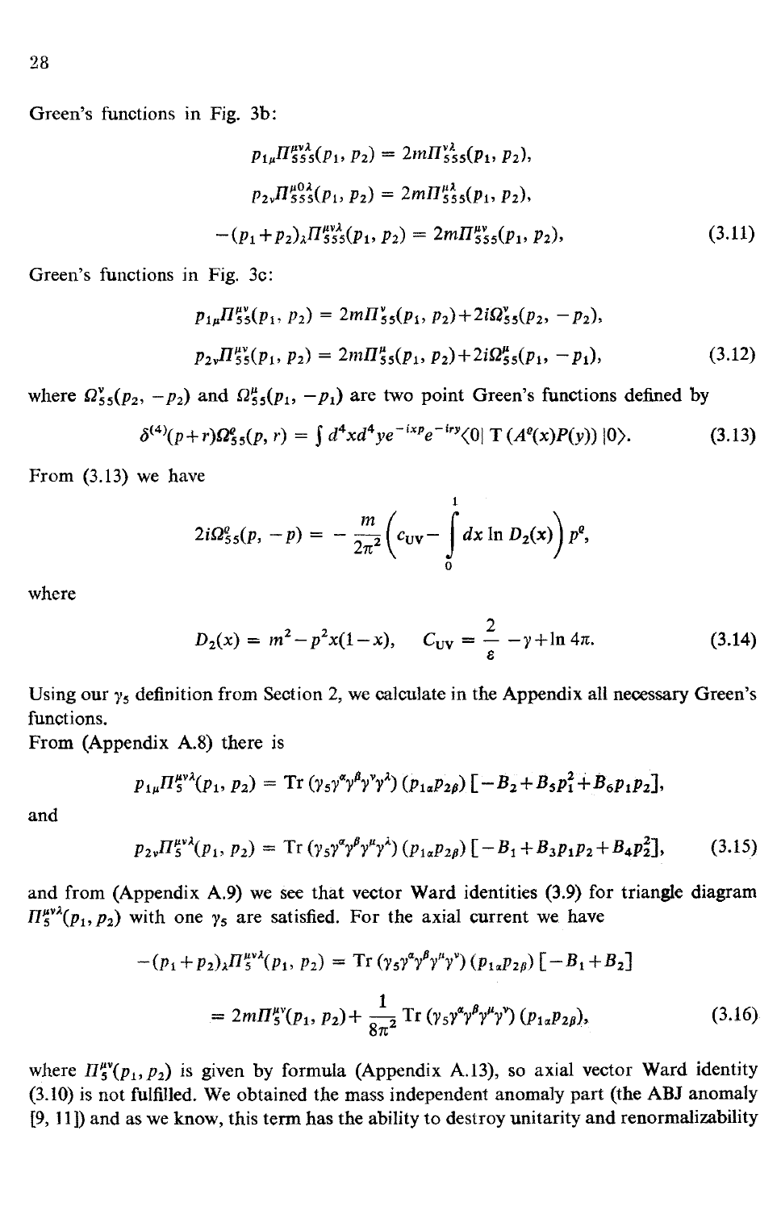Green's functions in Fig. 3b:

$$
\begin{aligned}
p_{1\mu}\Pi^{\mu\nu\lambda}_{555}(p_1, p_2) &= 2m\Pi^{\nu\lambda}_{555}(p_1, p_2),\\
p_{2\nu}\Pi^{\mu 0\lambda}_{555}(p_1, p_2) &= 2m\Pi^{\mu\lambda}_{555}(p_1, p_2),\\
-(p_1+p_2)_\lambda \Pi^{\mu\nu\lambda}_{555}(p_1, p_2) &= 2m\Pi^{\mu\nu}_{555}(p_1, p_2),
\end{aligned}
\tag{3.11}
$$

Green's functions in Fig. 3c:

$$
\begin{aligned}
p_{1\mu}\Pi^{\mu\nu}_{55}(p_1, p_2) &= 2m\Pi^{\nu}_{55}(p_1, p_2) + 2i\Omega^{\nu}_{55}(p_2, -p_2),\\
p_{2\nu}\Pi^{\mu\nu}_{55}(p_1, p_2) &= 2m\Pi^{\mu}_{55}(p_1, p_2) + 2i\Omega^{\mu}_{55}(p_1, -p_1),
\end{aligned}
\tag{3.12}
$$

where $\Omega^{\nu}_{55}(p_2, -p_2)$ and $\Omega^{\mu}_{55}(p_1, -p_1)$ are two point Green's functions defined by

$$
\delta^{(4)}(p+r)\Omega^{\varrho}_{55}(p, r) = \int d^4x d^4y e^{-ixp} e^{-iry} \langle 0 |\, \mathrm{T}\,(A^{\varrho}(x)P(y))\, |0\rangle. \tag{3.13}
$$

From (3.13) we have

$$
2i\Omega^{\varrho}_{55}(p, -p) = -\frac{m}{2\pi^2}\left(c_{\mathrm{UV}} - \int_0^1 dx \ln D_2(x)\right) p^{\varrho},
$$

where

$$
D_2(x) = m^2 - p^2 x(1-x), \qquad C_{\mathrm{UV}} = \frac{2}{\varepsilon} - \gamma + \ln 4\pi. \tag{3.14}
$$

Using our $\gamma_5$ definition from Section 2, we calculate in the Appendix all necessary Green's functions.

From (Appendix A.8) there is

$$
p_{1\mu}\Pi^{\mu\nu\lambda}_{5}(p_1, p_2) = \mathrm{Tr}\,(\gamma_5\gamma^{\alpha}\gamma^{\beta}\gamma^{\nu}\gamma^{\lambda})\,(p_{1\alpha}p_{2\beta})\,[-B_2 + B_5 p_1^2 + B_6 p_1 p_2],
$$

and

$$
p_{2\nu}\Pi^{\mu\nu\lambda}_{5}(p_1, p_2) = \mathrm{Tr}\,(\gamma_5\gamma^{\alpha}\gamma^{\beta}\gamma^{\mu}\gamma^{\lambda})\,(p_{1\alpha}p_{2\beta})\,[-B_1 + B_3 p_1 p_2 + B_4 p_2^2], \tag{3.15}
$$

and from (Appendix A.9) we see that vector Ward identities (3.9) for triangle diagram $\Pi^{\mu\nu\lambda}_5(p_1, p_2)$ with one $\gamma_5$ are satisfied. For the axial current we have

$$
\begin{aligned}
-(p_1+p_2)_\lambda \Pi^{\mu\nu\lambda}_{5}(p_1, p_2) &= \mathrm{Tr}\,(\gamma_5\gamma^{\alpha}\gamma^{\beta}\gamma^{\mu}\gamma^{\nu})\,(p_{1\alpha}p_{2\beta})\,[-B_1 + B_2]\\
&= 2m\Pi^{\mu\nu}_{5}(p_1, p_2) + \frac{1}{8\pi^2}\,\mathrm{Tr}\,(\gamma_5\gamma^{\alpha}\gamma^{\beta}\gamma^{\mu}\gamma^{\nu})\,(p_{1\alpha}p_{2\beta}),
\end{aligned}
\tag{3.16}
$$

where $\Pi^{\mu\nu}_5(p_1, p_2)$ is given by formula (Appendix A.13), so axial vector Ward identity (3.10) is not fulfilled. We obtained the mass independent anomaly part (the ABJ anomaly [9, 11]) and as we know, this term has the ability to destroy unitarity and renormalizability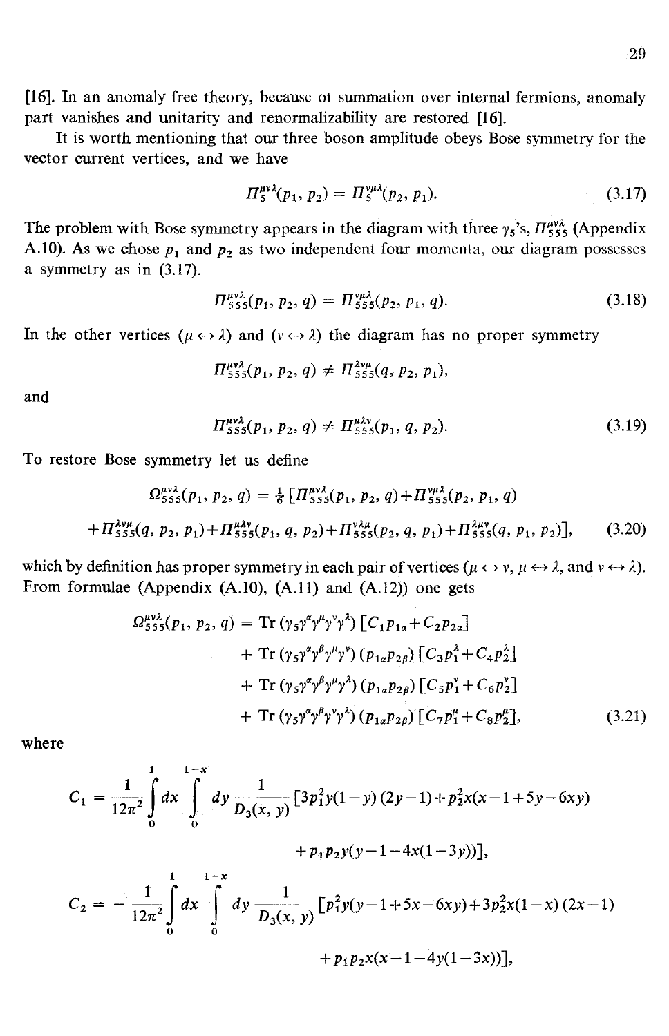[16]. In an anomaly free theory, because of summation over internal fermions, anomaly part vanishes and unitarity and renormalizability are restored [16].

It is worth mentioning that our three boson amplitude obeys Bose symmetry for the vector current vertices, and we have

$$\Pi_5^{\mu\nu\lambda}(p_1, p_2) = \Pi_5^{\nu\mu\lambda}(p_2, p_1). \tag{3.17}$$

The problem with Bose symmetry appears in the diagram with three $\gamma_5$'s, $\Pi_{555}^{\mu\nu\lambda}$ (Appendix A.10). As we chose $p_1$ and $p_2$ as two independent four momenta, our diagram possesses a symmetry as in (3.17).

$$\Pi_{555}^{\mu\nu\lambda}(p_1, p_2, q) = \Pi_{555}^{\nu\mu\lambda}(p_2, p_1, q). \tag{3.18}$$

In the other vertices ($\mu \leftrightarrow \lambda$) and ($\nu \leftrightarrow \lambda$) the diagram has no proper symmetry

$$\Pi_{555}^{\mu\nu\lambda}(p_1, p_2, q) \neq \Pi_{555}^{\lambda\nu\mu}(q, p_2, p_1),$$

and

$$\Pi_{555}^{\mu\nu\lambda}(p_1, p_2, q) \neq \Pi_{555}^{\mu\lambda\nu}(p_1, q, p_2). \tag{3.19}$$

To restore Bose symmetry let us define

$$\Omega_{555}^{\mu\nu\lambda}(p_1, p_2, q) = \tfrac{1}{6}\,[\Pi_{555}^{\mu\nu\lambda}(p_1, p_2, q) + \Pi_{555}^{\nu\mu\lambda}(p_2, p_1, q)$$
$$+\Pi_{555}^{\lambda\nu\mu}(q, p_2, p_1) + \Pi_{555}^{\mu\lambda\nu}(p_1, q, p_2) + \Pi_{555}^{\nu\lambda\mu}(p_2, q, p_1) + \Pi_{555}^{\lambda\mu\nu}(q, p_1, p_2)], \tag{3.20}$$

which by definition has proper symmetry in each pair of vertices ($\mu \leftrightarrow \nu$, $\mu \leftrightarrow \lambda$, and $\nu \leftrightarrow \lambda$). From formulae (Appendix (A.10), (A.11) and (A.12)) one gets

$$\begin{aligned}
\Omega_{555}^{\mu\nu\lambda}(p_1, p_2, q) &= \mathrm{Tr}\,(\gamma_5\gamma^\alpha\gamma^\mu\gamma^\nu\gamma^\lambda)\,[C_1 p_{1\alpha} + C_2 p_{2\alpha}] \\
&+ \mathrm{Tr}\,(\gamma_5\gamma^\alpha\gamma^\beta\gamma^\mu\gamma^\nu)\,(p_{1\alpha}p_{2\beta})\,[C_3 p_1^\lambda + C_4 p_2^\lambda] \\
&+ \mathrm{Tr}\,(\gamma_5\gamma^\alpha\gamma^\beta\gamma^\mu\gamma^\lambda)\,(p_{1\alpha}p_{2\beta})\,[C_5 p_1^\nu + C_6 p_2^\nu] \\
&+ \mathrm{Tr}\,(\gamma_5\gamma^\alpha\gamma^\beta\gamma^\nu\gamma^\lambda)\,(p_{1\alpha}p_{2\beta})\,[C_7 p_1^\mu + C_8 p_2^\mu],
\end{aligned} \tag{3.21}$$

where

$$C_1 = \frac{1}{12\pi^2}\int_0^1 dx \int_0^{1-x} dy\, \frac{1}{D_3(x, y)}\,[3p_1^2 y(1-y)(2y-1) + p_2^2 x(x-1+5y-6xy)$$
$$+ p_1 p_2 y(y-1-4x(1-3y))],$$

$$C_2 = -\frac{1}{12\pi^2}\int_0^1 dx \int_0^{1-x} dy\, \frac{1}{D_3(x, y)}\,[p_1^2 y(y-1+5x-6xy) + 3p_2^2 x(1-x)(2x-1)$$
$$+ p_1 p_2 x(x-1-4y(1-3x))],$$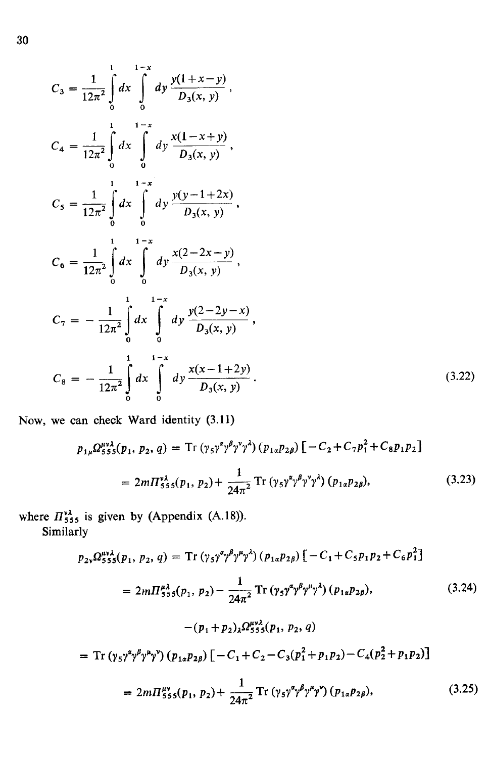$$C_3 = \frac{1}{12\pi^2}\int_0^1 dx \int_0^{1-x} dy \frac{y(1+x-y)}{D_3(x,y)},$$

$$C_4 = \frac{1}{12\pi^2}\int_0^1 dx \int_0^{1-x} dy \frac{x(1-x+y)}{D_3(x,y)},$$

$$C_5 = \frac{1}{12\pi^2}\int_0^1 dx \int_0^{1-x} dy \frac{y(y-1+2x)}{D_3(x,y)},$$

$$C_6 = \frac{1}{12\pi^2}\int_0^1 dx \int_0^{1-x} dy \frac{x(2-2x-y)}{D_3(x,y)},$$

$$C_7 = -\frac{1}{12\pi^2}\int_0^1 dx \int_0^{1-x} dy \frac{y(2-2y-x)}{D_3(x,y)},$$

$$C_8 = -\frac{1}{12\pi^2}\int_0^1 dx \int_0^{1-x} dy \frac{x(x-1+2y)}{D_3(x,y)}. \tag{3.22}$$

Now, we can check Ward identity (3.11)

$$\begin{aligned} p_{1\mu}\Omega^{\mu\nu\lambda}_{555}(p_1, p_2, q) &= \mathrm{Tr}\,(\gamma_5\gamma^\alpha\gamma^\beta\gamma^\nu\gamma^\lambda)(p_{1\alpha}p_{2\beta})\left[-C_2 + C_7 p_1^2 + C_8 p_1 p_2\right] \\ &= 2m\Pi^{\nu\lambda}_{555}(p_1, p_2) + \frac{1}{24\pi^2}\mathrm{Tr}\,(\gamma_5\gamma^\alpha\gamma^\beta\gamma^\nu\gamma^\lambda)(p_{1\alpha}p_{2\beta}), \end{aligned} \tag{3.23}$$

where $\Pi^{\nu\lambda}_{555}$ is given by (Appendix (A.18)).

Similarly

$$\begin{aligned} p_{2\nu}\Omega^{\mu\nu\lambda}_{555}(p_1, p_2, q) &= \mathrm{Tr}\,(\gamma_5\gamma^\alpha\gamma^\beta\gamma^\mu\gamma^\lambda)(p_{1\alpha}p_{2\beta})\left[-C_1 + C_5 p_1 p_2 + C_6 p_1^2\right] \\ &= 2m\Pi^{\mu\lambda}_{555}(p_1, p_2) - \frac{1}{24\pi^2}\mathrm{Tr}\,(\gamma_5\gamma^\alpha\gamma^\beta\gamma^\mu\gamma^\lambda)(p_{1\alpha}p_{2\beta}), \end{aligned} \tag{3.24}$$

$$\begin{aligned} &-(p_1+p_2)_\lambda\Omega^{\mu\nu\lambda}_{555}(p_1, p_2, q) \\ &= \mathrm{Tr}\,(\gamma_5\gamma^\alpha\gamma^\beta\gamma^\mu\gamma^\nu)(p_{1\alpha}p_{2\beta})\left[-C_1 + C_2 - C_3(p_1^2 + p_1p_2) - C_4(p_2^2 + p_1p_2)\right] \\ &= 2m\Pi^{\mu\nu}_{555}(p_1, p_2) + \frac{1}{24\pi^2}\mathrm{Tr}\,(\gamma_5\gamma^\alpha\gamma^\beta\gamma^\mu\gamma^\nu)(p_{1\alpha}p_{2\beta}), \end{aligned} \tag{3.25}$$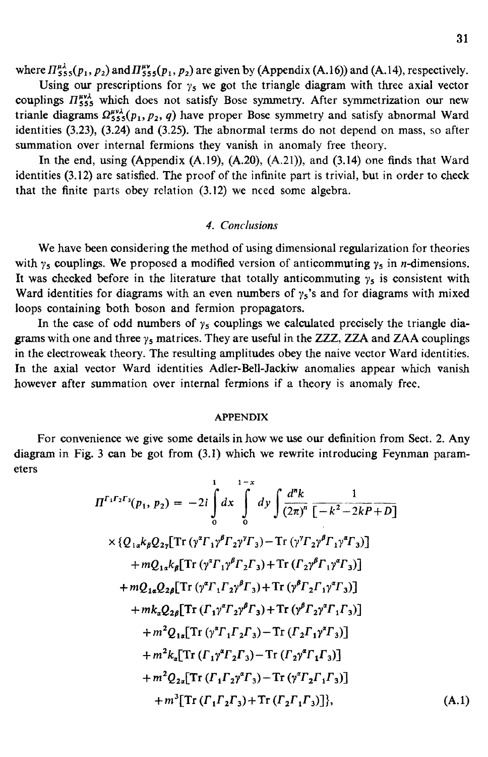where $\Pi^{\mu\lambda}_{555}(p_1, p_2)$ and $\Pi^{\mu\nu}_{555}(p_1, p_2)$ are given by (Appendix (A.16)) and (A.14), respectively.

Using our prescriptions for $\gamma_5$ we got the triangle diagram with three axial vector couplings $\Pi^{\mu\nu\lambda}_{555}$ which does not satisfy Bose symmetry. After symmetrization our new trianle diagrams $\Omega^{\mu\nu\lambda}_{555}(p_1, p_2, q)$ have proper Bose symmetry and satisfy abnormal Ward identities (3.23), (3.24) and (3.25). The abnormal terms do not depend on mass, so after summation over internal fermions they vanish in anomaly free theory.

In the end, using (Appendix (A.19), (A.20), (A.21)), and (3.14) one finds that Ward identities (3.12) are satisfied. The proof of the infinite part is trivial, but in order to check that the finite parts obey relation (3.12) we need some algebra.

## 4. Conclusions

We have been considering the method of using dimensional regularization for theories with $\gamma_5$ couplings. We proposed a modified version of anticommuting $\gamma_5$ in $n$-dimensions. It was checked before in the literature that totally anticommuting $\gamma_5$ is consistent with Ward identities for diagrams with an even numbers of $\gamma_5$'s and for diagrams with mixed loops containing both boson and fermion propagators.

In the case of odd numbers of $\gamma_5$ couplings we calculated precisely the triangle diagrams with one and three $\gamma_5$ matrices. They are useful in the ZZZ, ZZA and ZAA couplings in the electroweak theory. The resulting amplitudes obey the naive vector Ward identities. In the axial vector Ward identities Adler-Bell-Jackiw anomalies appear which vanish however after summation over internal fermions if a theory is anomaly free.

## APPENDIX

For convenience we give some details in how we use our definition from Sect. 2. Any diagram in Fig. 3 can be got from (3.1) which we rewrite introducing Feynman parameters

$$
\begin{aligned}
\Pi^{\Gamma_1\Gamma_2\Gamma_3}(p_1, p_2) = & -2i \int_0^1 dx \int_0^{1-x} dy \int \frac{d^n k}{(2\pi)^n} \frac{1}{[-k^2 - 2kP + D]} \\
& \times \{Q_{1\alpha} k_\beta Q_{2\gamma} [\mathrm{Tr}\,(\gamma^\alpha \Gamma_1 \gamma^\beta \Gamma_2 \gamma^\gamma \Gamma_3) - \mathrm{Tr}\,(\gamma^\gamma \Gamma_2 \gamma^\beta \Gamma_1 \gamma^\alpha \Gamma_3)] \\
& + m Q_{1\alpha} k_\beta [\mathrm{Tr}\,(\gamma^\alpha \Gamma_1 \gamma^\beta \Gamma_2 \Gamma_3) + \mathrm{Tr}\,(\Gamma_2 \gamma^\beta \Gamma_1 \gamma^\alpha \Gamma_3)] \\
& + m Q_{1\alpha} Q_{2\beta} [\mathrm{Tr}\,(\gamma^\alpha \Gamma_1 \Gamma_2 \gamma^\beta \Gamma_3) + \mathrm{Tr}\,(\gamma^\beta \Gamma_2 \Gamma_1 \gamma^\alpha \Gamma_3)] \\
& + m k_\alpha Q_{2\beta} [\mathrm{Tr}\,(\Gamma_1 \gamma^\alpha \Gamma_2 \gamma^\beta \Gamma_3) + \mathrm{Tr}\,(\gamma^\beta \Gamma_2 \gamma^\alpha \Gamma_1 \Gamma_3)] \\
& + m^2 Q_{1\alpha} [\mathrm{Tr}\,(\gamma^\alpha \Gamma_1 \Gamma_2 \Gamma_3) - \mathrm{Tr}\,(\Gamma_2 \Gamma_1 \gamma^\alpha \Gamma_3)] \\
& + m^2 k_\alpha [\mathrm{Tr}\,(\Gamma_1 \gamma^\alpha \Gamma_2 \Gamma_3) - \mathrm{Tr}\,(\Gamma_2 \gamma^\alpha \Gamma_1 \Gamma_3)] \\
& + m^2 Q_{2\alpha} [\mathrm{Tr}\,(\Gamma_1 \Gamma_2 \gamma^\alpha \Gamma_3) - \mathrm{Tr}\,(\gamma^\alpha \Gamma_2 \Gamma_1 \Gamma_3)] \\
& + m^3 [\mathrm{Tr}\,(\Gamma_1 \Gamma_2 \Gamma_3) + \mathrm{Tr}\,(\Gamma_2 \Gamma_1 \Gamma_3)]\},
\end{aligned} \tag{A.1}
$$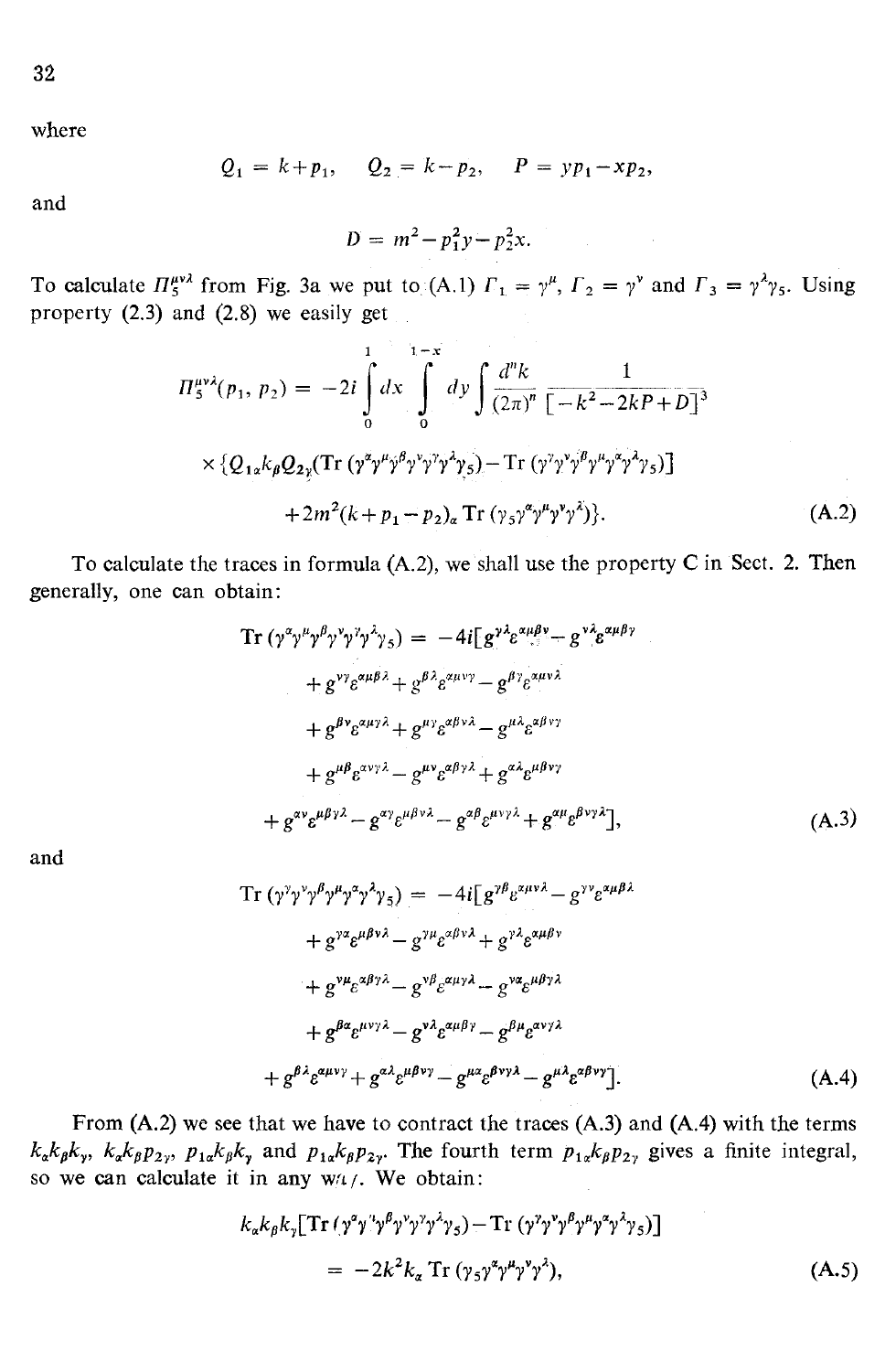where

$$Q_1 = k+p_1, \quad Q_2 = k-p_2, \quad P = yp_1-xp_2,$$

and

$$D = m^2-p_1^2y-p_2^2x.$$

To calculate $\Pi_5^{\mu\nu\lambda}$ from Fig. 3a we put to (A.1) $\Gamma_1 = \gamma^\mu$, $\Gamma_2 = \gamma^\nu$ and $\Gamma_3 = \gamma^\lambda\gamma_5$. Using property (2.3) and (2.8) we easily get

$$\Pi_5^{\mu\nu\lambda}(p_1, p_2) = -2i\int_0^1 dx \int_0^{1-x} dy \int \frac{d^nk}{(2\pi)^n} \frac{1}{[-k^2-2kP+D]^3}$$

$$\times\{Q_{1\alpha}k_\beta Q_{2\gamma}(\mathrm{Tr}\,(\gamma^\alpha\gamma^\mu\gamma^\beta\gamma^\nu\gamma^\gamma\gamma^\lambda\gamma_5)-\mathrm{Tr}\,(\gamma^\gamma\gamma^\nu\gamma^\beta\gamma^\mu\gamma^\alpha\gamma^\lambda\gamma_5)]$$

$$+2m^2(k+p_1-p_2)_\alpha\,\mathrm{Tr}\,(\gamma_5\gamma^\alpha\gamma^\mu\gamma^\nu\gamma^\lambda)\}. \tag{A.2}$$

To calculate the traces in formula (A.2), we shall use the property C in Sect. 2. Then generally, one can obtain:

$$\mathrm{Tr}\,(\gamma^\alpha\gamma^\mu\gamma^\beta\gamma^\nu\gamma^\gamma\gamma^\lambda\gamma_5) = -4i[g^{\gamma\lambda}\varepsilon^{\alpha\mu\beta\nu}-g^{\nu\lambda}\varepsilon^{\alpha\mu\beta\gamma}$$
$$+g^{\nu\gamma}\varepsilon^{\alpha\mu\beta\lambda}+g^{\beta\lambda}\varepsilon^{\alpha\mu\nu\gamma}-g^{\beta\gamma}\varepsilon^{\alpha\mu\nu\lambda}$$
$$+g^{\beta\nu}\varepsilon^{\alpha\mu\gamma\lambda}+g^{\mu\gamma}\varepsilon^{\alpha\beta\nu\lambda}-g^{\mu\lambda}\varepsilon^{\alpha\beta\nu\gamma}$$
$$+g^{\mu\beta}\varepsilon^{\alpha\nu\gamma\lambda}-g^{\mu\nu}\varepsilon^{\alpha\beta\gamma\lambda}+g^{\alpha\lambda}\varepsilon^{\mu\beta\nu\gamma}$$
$$+g^{\alpha\nu}\varepsilon^{\mu\beta\gamma\lambda}-g^{\alpha\gamma}\varepsilon^{\mu\beta\nu\lambda}-g^{\alpha\beta}\varepsilon^{\mu\nu\gamma\lambda}+g^{\alpha\mu}\varepsilon^{\beta\nu\gamma\lambda}], \tag{A.3}$$

and

$$\mathrm{Tr}\,(\gamma^\gamma\gamma^\nu\gamma^\beta\gamma^\mu\gamma^\alpha\gamma^\lambda\gamma_5) = -4i[g^{\gamma\beta}\varepsilon^{\alpha\mu\nu\lambda}-g^{\gamma\nu}\varepsilon^{\alpha\mu\beta\lambda}$$
$$+g^{\gamma\alpha}\varepsilon^{\mu\beta\nu\lambda}-g^{\gamma\mu}\varepsilon^{\alpha\beta\nu\lambda}+g^{\gamma\lambda}\varepsilon^{\alpha\mu\beta\nu}$$
$$+g^{\nu\mu}\varepsilon^{\alpha\beta\gamma\lambda}-g^{\nu\beta}\varepsilon^{\alpha\mu\gamma\lambda}-g^{\nu\alpha}\varepsilon^{\mu\beta\gamma\lambda}$$
$$+g^{\beta\alpha}\varepsilon^{\mu\nu\gamma\lambda}-g^{\nu\lambda}\varepsilon^{\alpha\mu\beta\gamma}-g^{\beta\mu}\varepsilon^{\alpha\nu\gamma\lambda}$$
$$+g^{\beta\lambda}\varepsilon^{\alpha\mu\nu\gamma}+g^{\alpha\lambda}\varepsilon^{\mu\beta\nu\gamma}-g^{\mu\alpha}\varepsilon^{\beta\nu\gamma\lambda}-g^{\mu\lambda}\varepsilon^{\alpha\beta\nu\gamma}]. \tag{A.4}$$

From (A.2) we see that we have to contract the traces (A.3) and (A.4) with the terms $k_\alpha k_\beta k_\gamma$, $k_\alpha k_\beta p_{2\gamma}$, $p_{1\alpha}k_\beta k_\gamma$ and $p_{1\alpha}k_\beta p_{2\gamma}$. The fourth term $p_{1\alpha}k_\beta p_{2\gamma}$ gives a finite integral, so we can calculate it in any way. We obtain:

$$k_\alpha k_\beta k_\gamma[\mathrm{Tr}\,(\gamma^\alpha\gamma^\mu\gamma^\beta\gamma^\nu\gamma^\gamma\gamma^\lambda\gamma_5)-\mathrm{Tr}\,(\gamma^\gamma\gamma^\nu\gamma^\beta\gamma^\mu\gamma^\alpha\gamma^\lambda\gamma_5)]$$
$$= -2k^2k_\alpha\,\mathrm{Tr}\,(\gamma_5\gamma^\alpha\gamma^\mu\gamma^\nu\gamma^\lambda), \tag{A.5}$$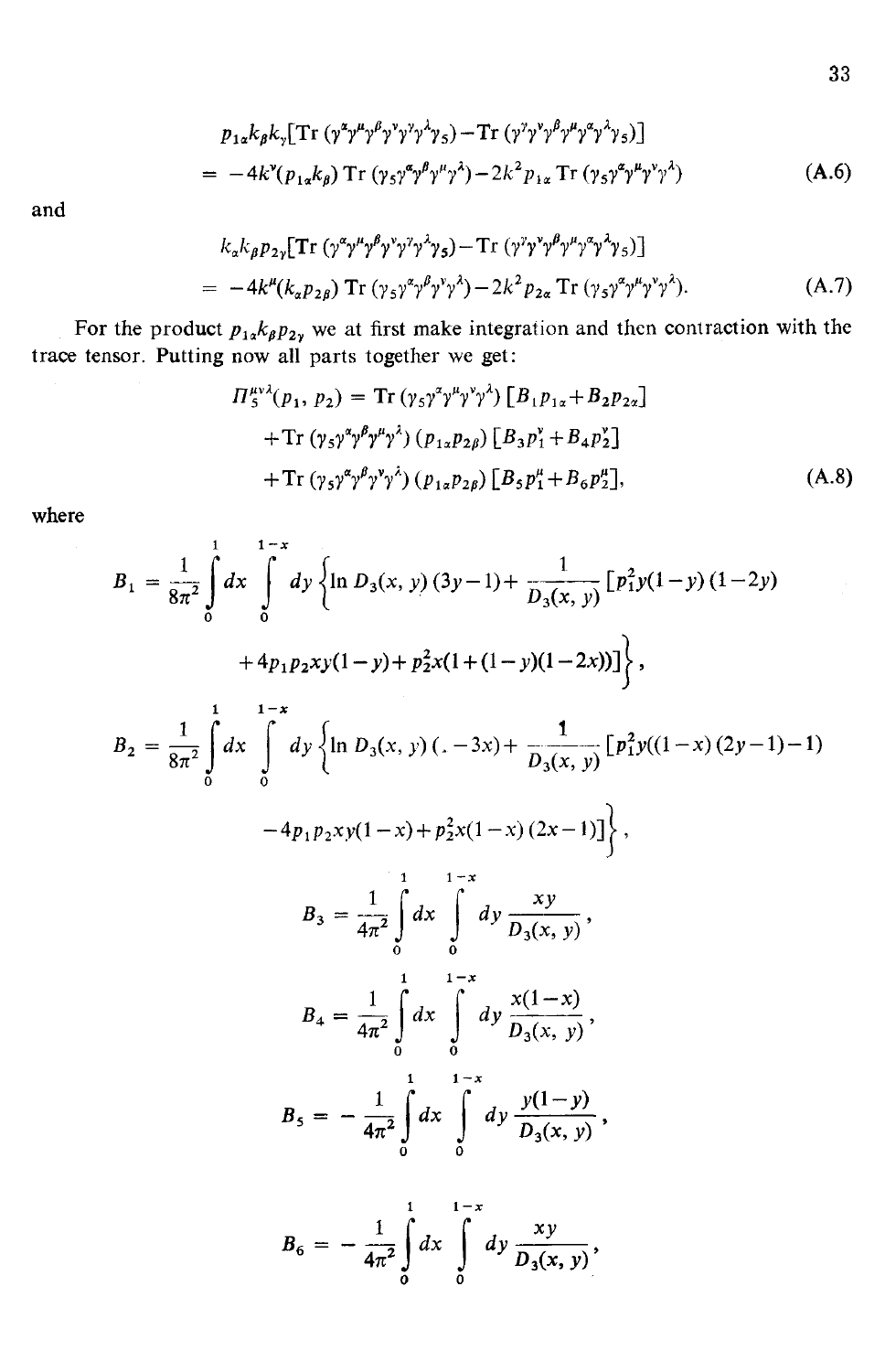$$p_{1\alpha}k_\beta k_\gamma[\mathrm{Tr}\,(\gamma^\alpha\gamma^\mu\gamma^\beta\gamma^\nu\gamma^\gamma\gamma^\lambda\gamma_5)-\mathrm{Tr}\,(\gamma^\gamma\gamma^\nu\gamma^\beta\gamma^\mu\gamma^\alpha\gamma^\lambda\gamma_5)]$$
$$= -4k^\nu(p_{1\alpha}k_\beta)\,\mathrm{Tr}\,(\gamma_5\gamma^\alpha\gamma^\beta\gamma^\mu\gamma^\lambda)-2k^2p_{1\alpha}\,\mathrm{Tr}\,(\gamma_5\gamma^\alpha\gamma^\mu\gamma^\nu\gamma^\lambda) \tag{A.6}$$

and

$$k_\alpha k_\beta p_{2\gamma}[\mathrm{Tr}\,(\gamma^\alpha\gamma^\mu\gamma^\beta\gamma^\nu\gamma^\gamma\gamma^\lambda\gamma_5)-\mathrm{Tr}\,(\gamma^\gamma\gamma^\nu\gamma^\beta\gamma^\mu\gamma^\alpha\gamma^\lambda\gamma_5)]$$
$$= -4k^\mu(k_\alpha p_{2\beta})\,\mathrm{Tr}\,(\gamma_5\gamma^\alpha\gamma^\beta\gamma^\nu\gamma^\lambda)-2k^2p_{2\alpha}\,\mathrm{Tr}\,(\gamma_5\gamma^\alpha\gamma^\mu\gamma^\nu\gamma^\lambda). \tag{A.7}$$

For the product $p_{1\alpha}k_\beta p_{2\gamma}$ we at first make integration and then contraction with the trace tensor. Putting now all parts together we get:

$$\begin{aligned}\Pi_5^{\mu\nu\lambda}(p_1,p_2) &= \mathrm{Tr}\,(\gamma_5\gamma^\alpha\gamma^\mu\gamma^\nu\gamma^\lambda)\,[B_1p_{1\alpha}+B_2p_{2\alpha}]\\ &+\mathrm{Tr}\,(\gamma_5\gamma^\alpha\gamma^\beta\gamma^\mu\gamma^\lambda)\,(p_{1\alpha}p_{2\beta})\,[B_3p_1^\nu+B_4p_2^\nu]\\ &+\mathrm{Tr}\,(\gamma_5\gamma^\alpha\gamma^\beta\gamma^\nu\gamma^\lambda)\,(p_{1\alpha}p_{2\beta})\,[B_5p_1^\mu+B_6p_2^\mu],\end{aligned} \tag{A.8}$$

where

$$B_1 = \frac{1}{8\pi^2}\int_0^1 dx\int_0^{1-x} dy\left\{\ln D_3(x,y)\,(3y-1)+\frac{1}{D_3(x,y)}\,[p_1^2y(1-y)(1-2y)\right.$$
$$\left.+4p_1p_2xy(1-y)+p_2^2x(1+(1-y)(1-2x))]\right\},$$

$$B_2 = \frac{1}{8\pi^2}\int_0^1 dx\int_0^{1-x} dy\left\{\ln D_3(x,y)\,(.-3x)+\frac{1}{D_3(x,y)}\,[p_1^2y((1-x)(2y-1)-1)\right.$$
$$\left.-4p_1p_2xy(1-x)+p_2^2x(1-x)(2x-1)]\right\},$$

$$B_3 = \frac{1}{4\pi^2}\int_0^1 dx\int_0^{1-x} dy\,\frac{xy}{D_3(x,y)},$$

$$B_4 = \frac{1}{4\pi^2}\int_0^1 dx\int_0^{1-x} dy\,\frac{x(1-x)}{D_3(x,y)},$$

$$B_5 = -\frac{1}{4\pi^2}\int_0^1 dx\int_0^{1-x} dy\,\frac{y(1-y)}{D_3(x,y)},$$

$$B_6 = -\frac{1}{4\pi^2}\int_0^1 dx\int_0^{1-x} dy\,\frac{xy}{D_3(x,y)},$$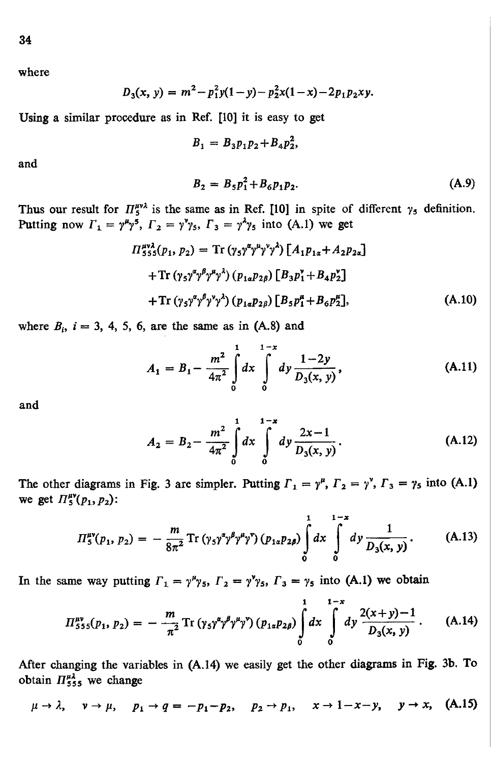where

$$D_3(x, y) = m^2 - p_1^2 y(1-y) - p_2^2 x(1-x) - 2p_1 p_2 xy.$$

Using a similar procedure as in Ref. [10] it is easy to get

$$B_1 = B_3 p_1 p_2 + B_4 p_2^2,$$

and

$$B_2 = B_5 p_1^2 + B_6 p_1 p_2. \tag{A.9}$$

Thus our result for $\Pi_5^{\mu\nu\lambda}$ is the same as in Ref. [10] in spite of different $\gamma_5$ definition. Putting now $\Gamma_1 = \gamma^\mu \gamma^5$, $\Gamma_2 = \gamma^\nu \gamma_5$, $\Gamma_3 = \gamma^\lambda \gamma_5$ into (A.1) we get

$$\begin{aligned} \Pi_{555}^{\mu\nu\lambda}(p_1, p_2) = {} & \mathrm{Tr}\,(\gamma_5 \gamma^\alpha \gamma^\mu \gamma^\nu \gamma^\lambda)\,[A_1 p_{1\alpha} + A_2 p_{2\alpha}] \\ & + \mathrm{Tr}\,(\gamma_5 \gamma^\alpha \gamma^\beta \gamma^\mu \gamma^\lambda)\,(p_{1\alpha} p_{2\beta})\,[B_3 p_1^\nu + B_4 p_2^\nu] \\ & + \mathrm{Tr}\,(\gamma_5 \gamma^\alpha \gamma^\beta \gamma^\nu \gamma^\lambda)\,(p_{1\alpha} p_{2\beta})\,[B_5 p_1^\mu + B_6 p_2^\mu], \end{aligned} \tag{A.10}$$

where $B_i$, $i = 3, 4, 5, 6$, are the same as in (A.8) and

$$A_1 = B_1 - \frac{m^2}{4\pi^2} \int_0^1 dx \int_0^{1-x} dy \frac{1-2y}{D_3(x, y)}, \tag{A.11}$$

and

$$A_2 = B_2 - \frac{m^2}{4\pi^2} \int_0^1 dx \int_0^{1-x} dy \frac{2x-1}{D_3(x, y)}. \tag{A.12}$$

The other diagrams in Fig. 3 are simpler. Putting $\Gamma_1 = \gamma^\mu$, $\Gamma_2 = \gamma^\nu$, $\Gamma_3 = \gamma_5$ into (A.1) we get $\Pi_5^{\mu\nu}(p_1, p_2)$:

$$\Pi_5^{\mu\nu}(p_1, p_2) = -\frac{m}{8\pi^2} \mathrm{Tr}\,(\gamma_5 \gamma^\alpha \gamma^\beta \gamma^\mu \gamma^\nu)\,(p_{1\alpha} p_{2\beta}) \int_0^1 dx \int_0^{1-x} dy \frac{1}{D_3(x, y)}. \tag{A.13}$$

In the same way putting $\Gamma_1 = \gamma^\mu \gamma_5$, $\Gamma_2 = \gamma^\nu \gamma_5$, $\Gamma_3 = \gamma_5$ into (A.1) we obtain

$$\Pi_{555}^{\mu\nu}(p_1, p_2) = -\frac{m}{\pi^2} \mathrm{Tr}\,(\gamma_5 \gamma^\alpha \gamma^\beta \gamma^\mu \gamma^\nu)\,(p_{1\alpha} p_{2\beta}) \int_0^1 dx \int_0^{1-x} dy \frac{2(x+y)-1}{D_3(x, y)}. \tag{A.14}$$

After changing the variables in (A.14) we easily get the other diagrams in Fig. 3b. To obtain $\Pi_{555}^{\mu\lambda}$ we change

$$\mu \to \lambda, \quad \nu \to \mu, \quad p_1 \to q = -p_1 - p_2, \quad p_2 \to p_1, \quad x \to 1-x-y, \quad y \to x, \tag{A.15}$$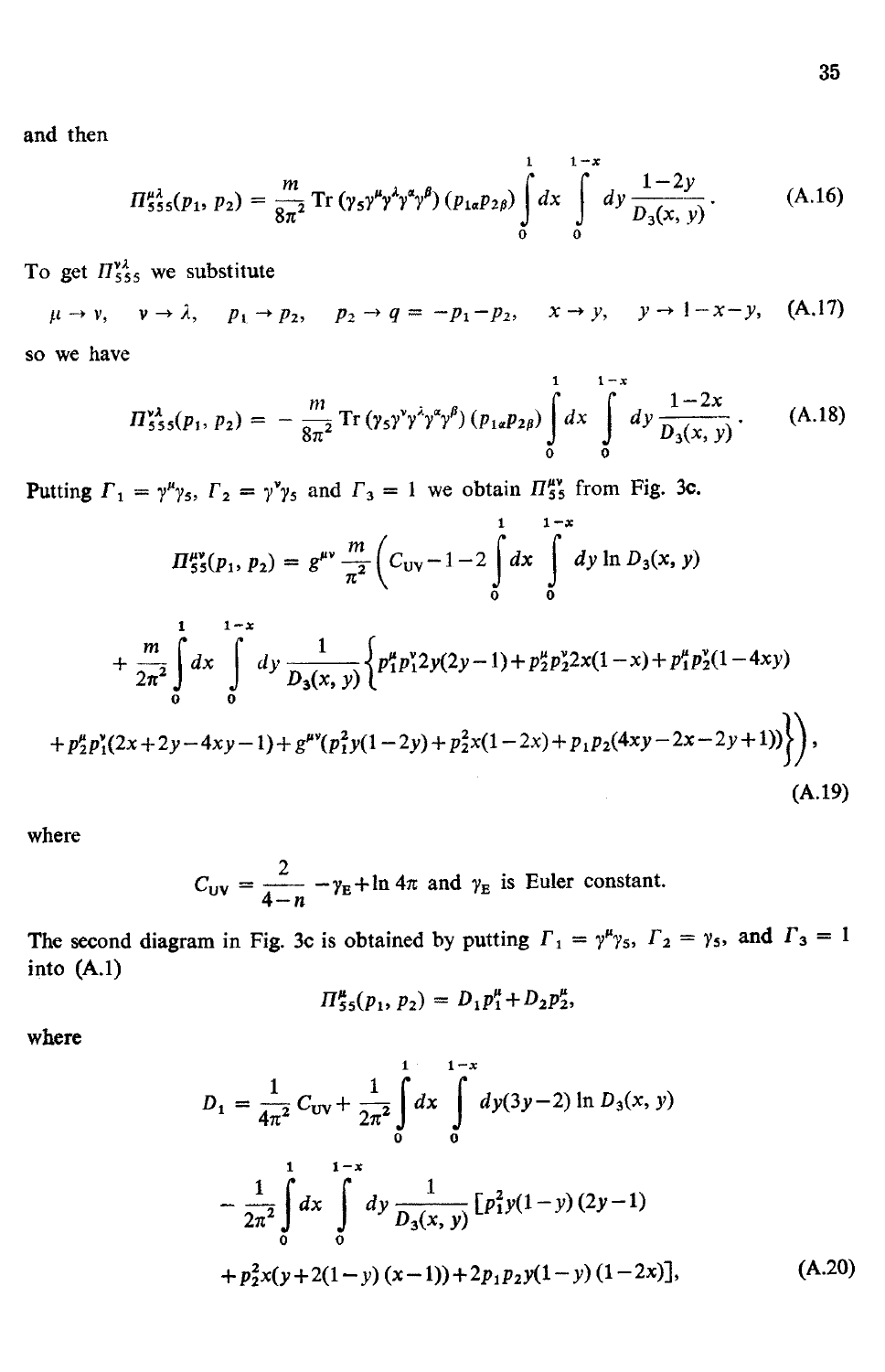and then

$$
\Pi_{555}^{\mu\lambda}(p_1, p_2) = \frac{m}{8\pi^2} \operatorname{Tr}(\gamma_5 \gamma^\mu \gamma^\lambda \gamma^\alpha \gamma^\beta)(p_{1\alpha} p_{2\beta}) \int_0^1 dx \int_0^{1-x} dy \frac{1-2y}{D_3(x, y)}. \tag{A.16}
$$

To get $\Pi_{555}^{\nu\lambda}$ we substitute

$$
\mu \to \nu, \quad \nu \to \lambda, \quad p_1 \to p_2, \quad p_2 \to q = -p_1 - p_2, \quad x \to y, \quad y \to 1-x-y, \tag{A.17}
$$

so we have

$$
\Pi_{555}^{\nu\lambda}(p_1, p_2) = -\frac{m}{8\pi^2} \operatorname{Tr}(\gamma_5 \gamma^\nu \gamma^\lambda \gamma^\alpha \gamma^\beta)(p_{1\alpha} p_{2\beta}) \int_0^1 dx \int_0^{1-x} dy \frac{1-2x}{D_3(x, y)}. \tag{A.18}
$$

Putting $\Gamma_1 = \gamma^\mu \gamma_5$, $\Gamma_2 = \gamma^\nu \gamma_5$ and $\Gamma_3 = 1$ we obtain $\Pi_{55}^{\mu\nu}$ from Fig. 3c.

$$
\begin{aligned}
\Pi_{55}^{\mu\nu}(p_1, p_2) = g^{\mu\nu} \frac{m}{\pi^2} \Bigg( & C_{\mathrm{UV}} - 1 - 2 \int_0^1 dx \int_0^{1-x} dy \ln D_3(x, y) \\
& + \frac{m}{2\pi^2} \int_0^1 dx \int_0^{1-x} dy \frac{1}{D_3(x, y)} \Big\{ p_1^\mu p_1^\nu 2y(2y-1) + p_2^\mu p_2^\nu 2x(1-x) + p_1^\mu p_2^\nu (1-4xy) \\
& + p_2^\mu p_1^\nu (2x + 2y - 4xy - 1) + g^{\mu\nu} \big( p_1^2 y(1-2y) + p_2^2 x(1-2x) + p_1 p_2 (4xy - 2x - 2y + 1) \big) \Big\} \Bigg),
\end{aligned} \tag{A.19}
$$

where

$$
C_{\mathrm{UV}} = \frac{2}{4-n} - \gamma_{\mathrm{E}} + \ln 4\pi \text{ and } \gamma_{\mathrm{E}} \text{ is Euler constant.}
$$

The second diagram in Fig. 3c is obtained by putting $\Gamma_1 = \gamma^\mu \gamma_5$, $\Gamma_2 = \gamma_5$, and $\Gamma_3 = 1$ into (A.1)

$$
\Pi_{55}^{\mu}(p_1, p_2) = D_1 p_1^\mu + D_2 p_2^\mu,
$$

where

$$
\begin{aligned}
D_1 = & \frac{1}{4\pi^2} C_{\mathrm{UV}} + \frac{1}{2\pi^2} \int_0^1 dx \int_0^{1-x} dy (3y-2) \ln D_3(x, y) \\
& - \frac{1}{2\pi^2} \int_0^1 dx \int_0^{1-x} dy \frac{1}{D_3(x, y)} [p_1^2 y(1-y)(2y-1) \\
& + p_2^2 x(y + 2(1-y)(x-1)) + 2p_1 p_2 y(1-y)(1-2x)],
\end{aligned} \tag{A.20}
$$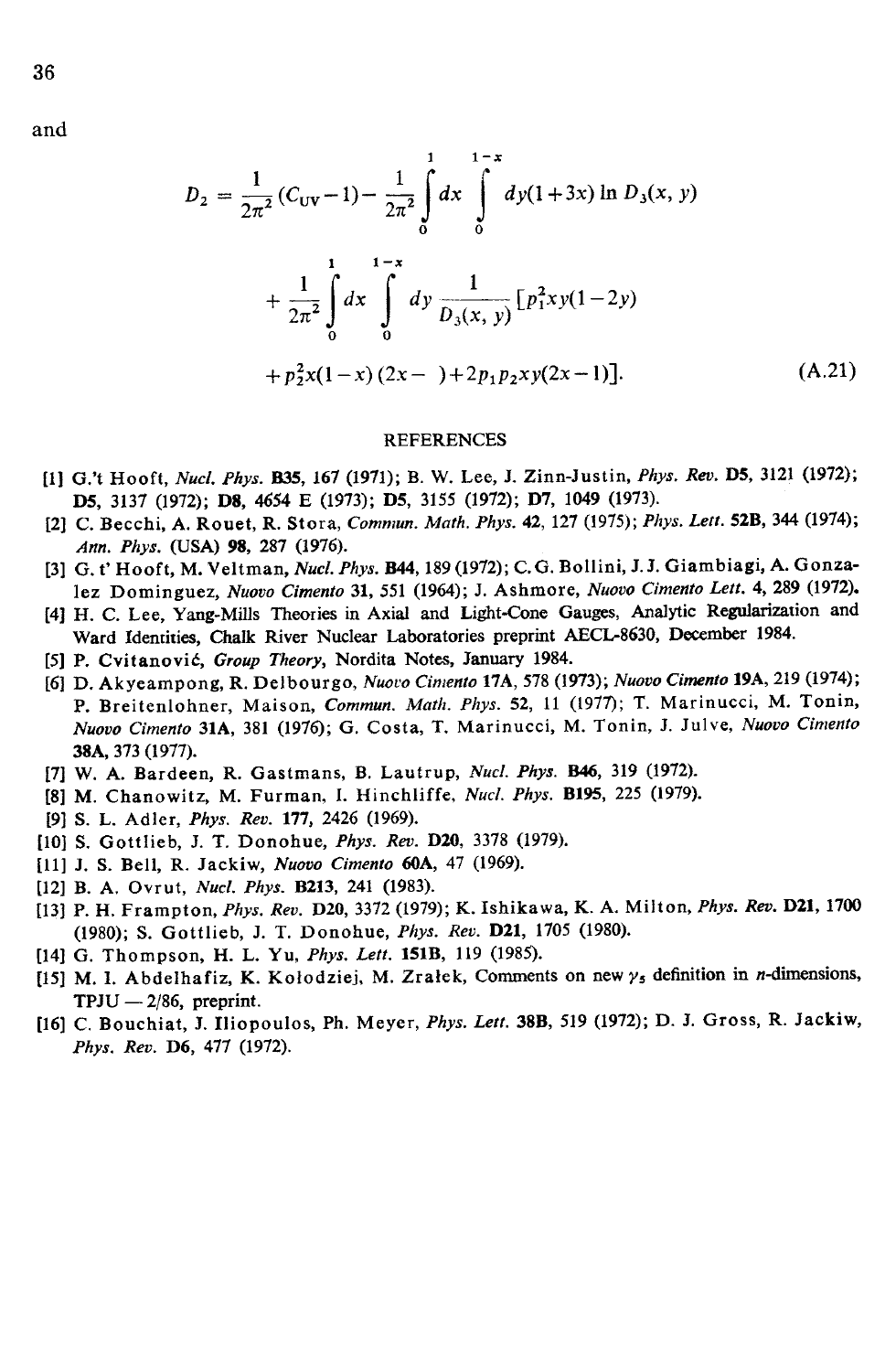and

$$
D_2 = \frac{1}{2\pi^2}(C_{\rm UV}-1) - \frac{1}{2\pi^2}\int_0^1 dx \int_0^{1-x} dy (1+3x) \ln D_3(x, y)
$$

$$
+ \frac{1}{2\pi^2}\int_0^1 dx \int_0^{1-x} dy \frac{1}{D_3(x, y)} [p_1^2 xy(1-2y)
$$

$$
+ p_2^2 x(1-x)(2x- \ ) + 2p_1p_2 xy(2x-1)]. \tag{A.21}
$$

## REFERENCES

[1] G.'t Hooft, *Nucl. Phys.* **B35**, 167 (1971); B. W. Lee, J. Zinn-Justin, *Phys. Rev.* **D5**, 3121 (1972); **D5**, 3137 (1972); **D8**, 4654 E (1973); **D5**, 3155 (1972); **D7**, 1049 (1973).

[2] C. Becchi, A. Rouet, R. Stora, *Commun. Math. Phys.* **42**, 127 (1975); *Phys. Lett.* **52B**, 344 (1974); *Ann. Phys.* (USA) **98**, 287 (1976).

[3] G. t' Hooft, M. Veltman, *Nucl. Phys.* **B44**, 189 (1972); C. G. Bollini, J. J. Giambiagi, A. Gonzalez Dominguez, *Nuovo Cimento* **31**, 551 (1964); J. Ashmore, *Nuovo Cimento Lett.* **4**, 289 (1972).

[4] H. C. Lee, Yang-Mills Theories in Axial and Light-Cone Gauges, Analytic Regularization and Ward Identities, Chalk River Nuclear Laboratories preprint AECL-8630, December 1984.

[5] P. Cvitanović, *Group Theory*, Nordita Notes, January 1984.

[6] D. Akyeampong, R. Delbourgo, *Nuovo Cimento* **17A**, 578 (1973); *Nuovo Cimento* **19A**, 219 (1974); P. Breitenlohner, Maison, *Commun. Math. Phys.* **52**, 11 (1977); T. Marinucci, M. Tonin, *Nuovo Cimento* **31A**, 381 (1976); G. Costa, T. Marinucci, M. Tonin, J. Julve, *Nuovo Cimento* **38A**, 373 (1977).

[7] W. A. Bardeen, R. Gastmans, B. Lautrup, *Nucl. Phys.* **B46**, 319 (1972).

[8] M. Chanowitz, M. Furman, I. Hinchliffe, *Nucl. Phys.* **B195**, 225 (1979).

[9] S. L. Adler, *Phys. Rev.* **177**, 2426 (1969).

[10] S. Gottlieb, J. T. Donohue, *Phys. Rev.* **D20**, 3378 (1979).

[11] J. S. Bell, R. Jackiw, *Nuovo Cimento* **60A**, 47 (1969).

[12] B. A. Ovrut, *Nucl. Phys.* **B213**, 241 (1983).

[13] P. H. Frampton, *Phys. Rev.* **D20**, 3372 (1979); K. Ishikawa, K. A. Milton, *Phys. Rev.* **D21**, 1700 (1980); S. Gottlieb, J. T. Donohue, *Phys. Rev.* **D21**, 1705 (1980).

[14] G. Thompson, H. L. Yu, *Phys. Lett.* **151B**, 119 (1985).

[15] M. I. Abdelhafiz, K. Kołodziej, M. Zrałek, Comments on new $\gamma_5$ definition in $n$-dimensions, TPJU — 2/86, preprint.

[16] C. Bouchiat, J. Iliopoulos, Ph. Meyer, *Phys. Lett.* **38B**, 519 (1972); D. J. Gross, R. Jackiw, *Phys. Rev.* **D6**, 477 (1972).